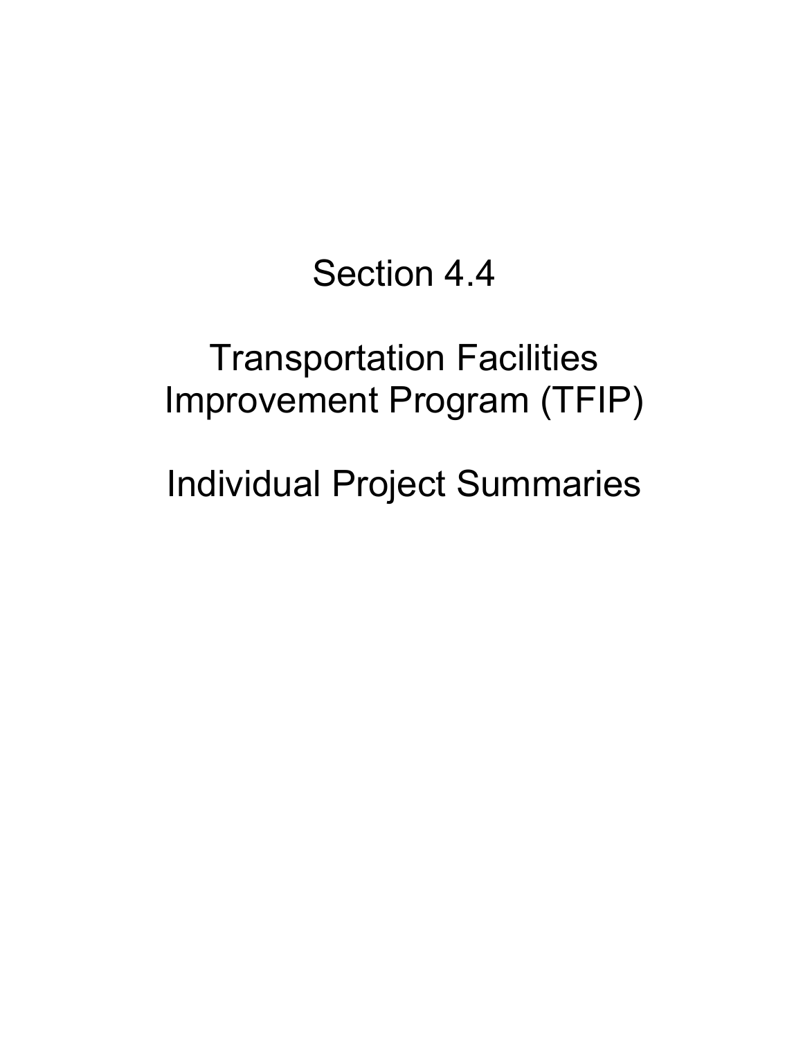# Section 4.4

# Transportation Facilities Improvement Program (TFIP)

# Individual Project Summaries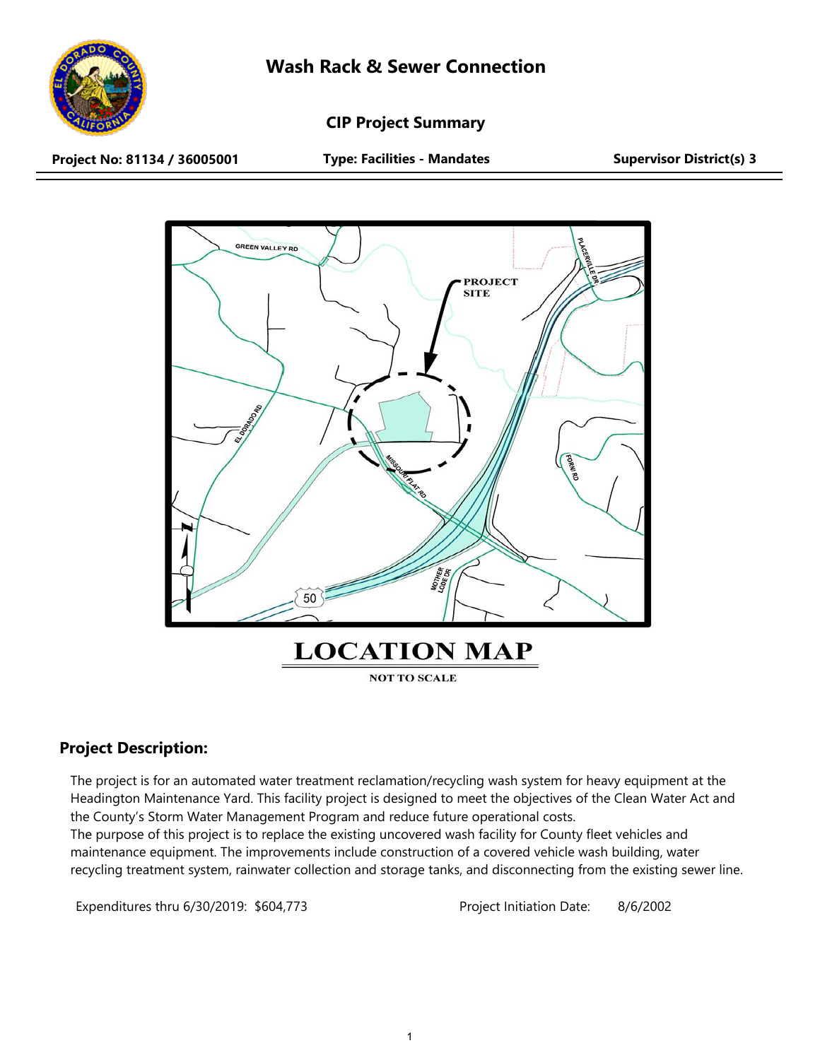# Wash Rack & Sewer Connection

## CIP Project Summary

**Project No: 81134 / 36005001** **Type: Facilities - Mandates** **Supervisor District(s) 3**

LOCATION MAP

NOT TO SCALE

## Project Description:

The project is for an automated water treatment reclamation/recycling wash system for heavy equipment at the Headington Maintenance Yard. This facility project is designed to meet the objectives of the Clean Water Act and the County's Storm Water Management Program and reduce future operational costs.
The purpose of this project is to replace the existing uncovered wash facility for County fleet vehicles and maintenance equipment. The improvements include construction of a covered vehicle wash building, water recycling treatment system, rainwater collection and storage tanks, and disconnecting from the existing sewer line.

Expenditures thru 6/30/2019: $604,773

Project Initiation Date: 8/6/2002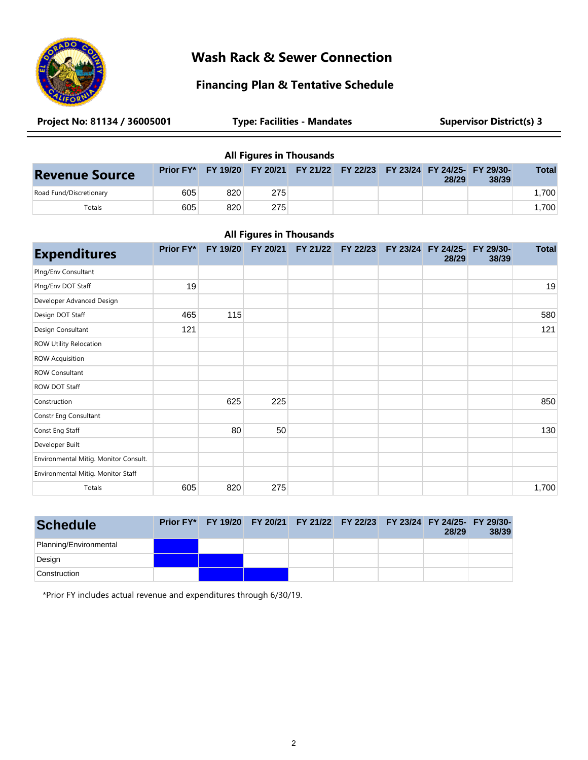# Wash Rack & Sewer Connection

## Financing Plan & Tentative Schedule

**Project No: 81134 / 36005001** **Type: Facilities - Mandates** **Supervisor District(s) 3**

**All Figures in Thousands**

| Revenue Source | Prior FY* | FY 19/20 | FY 20/21 | FY 21/22 | FY 22/23 | FY 23/24 | FY 24/25-28/29 | FY 29/30-38/39 | Total |
|---|---|---|---|---|---|---|---|---|---|
| Road Fund/Discretionary | 605 | 820 | 275 | | | | | | 1,700 |
| Totals | 605 | 820 | 275 | | | | | | 1,700 |

**All Figures in Thousands**

| Expenditures | Prior FY* | FY 19/20 | FY 20/21 | FY 21/22 | FY 22/23 | FY 23/24 | FY 24/25-28/29 | FY 29/30-38/39 | Total |
|---|---|---|---|---|---|---|---|---|---|
| Plng/Env Consultant | | | | | | | | | |
| Plng/Env DOT Staff | 19 | | | | | | | | 19 |
| Developer Advanced Design | | | | | | | | | |
| Design DOT Staff | 465 | 115 | | | | | | | 580 |
| Design Consultant | 121 | | | | | | | | 121 |
| ROW Utility Relocation | | | | | | | | | |
| ROW Acquisition | | | | | | | | | |
| ROW Consultant | | | | | | | | | |
| ROW DOT Staff | | | | | | | | | |
| Construction | | 625 | 225 | | | | | | 850 |
| Constr Eng Consultant | | | | | | | | | |
| Const Eng Staff | | 80 | 50 | | | | | | 130 |
| Developer Built | | | | | | | | | |
| Environmental Mitig. Monitor Consult. | | | | | | | | | |
| Environmental Mitig. Monitor Staff | | | | | | | | | |
| Totals | 605 | 820 | 275 | | | | | | 1,700 |

| Schedule | Prior FY* | FY 19/20 | FY 20/21 | FY 21/22 | FY 22/23 | FY 23/24 | FY 24/25-28/29 | FY 29/30-38/39 |
|---|---|---|---|---|---|---|---|---|
| Planning/Environmental | ■ | | | | | | | |
| Design | ■ | ■ | | | | | | |
| Construction | | ■ | ■ | | | | | |

*Prior FY includes actual revenue and expenditures through 6/30/19.